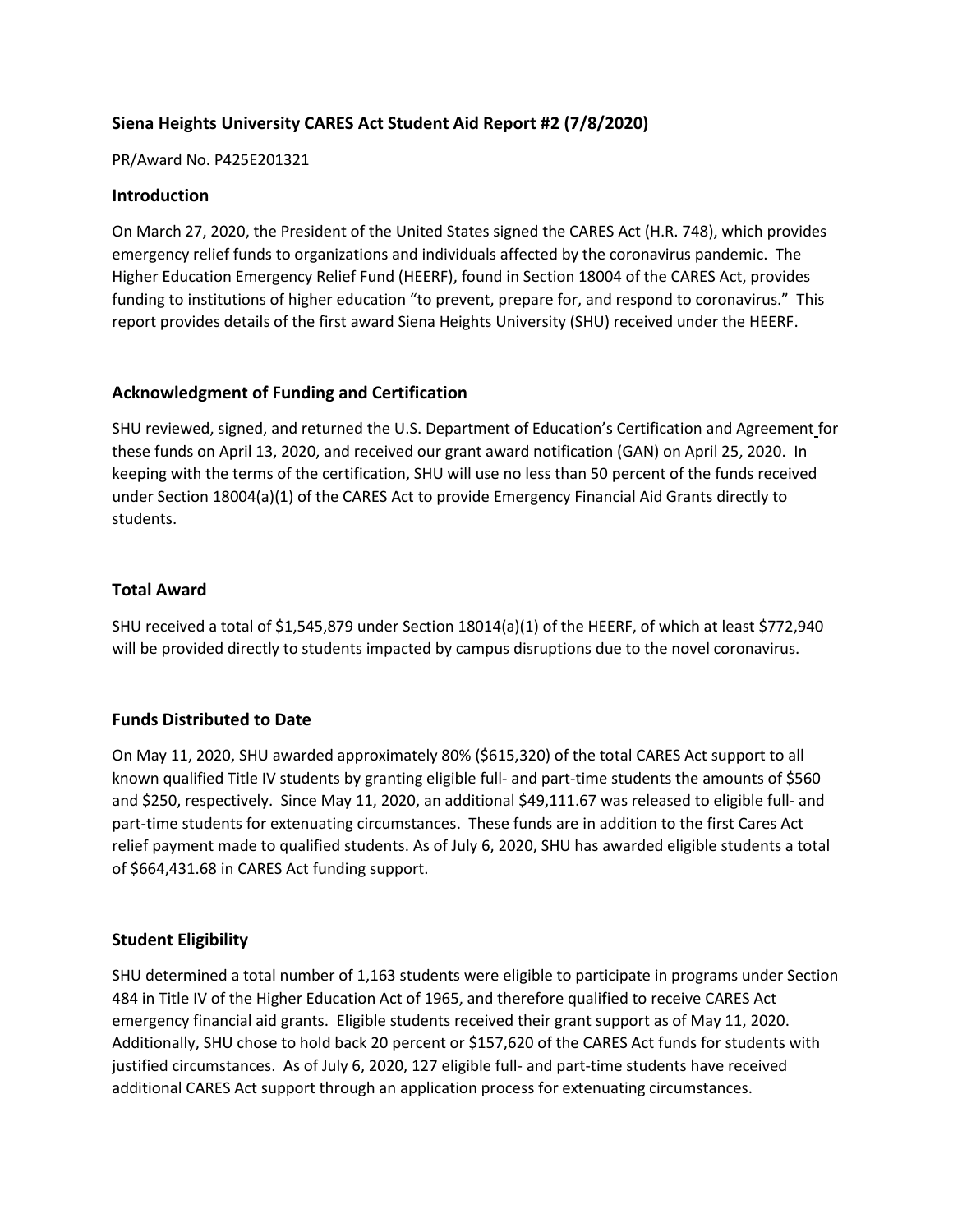### Siena Heights University CARES Act Student Aid Report #2 (7/8/2020)

PR/Award No. P425E201321

### Introduction

On March 27, 2020, the President of the United States signed the CARES Act (H.R. 748), which provides emergency relief funds to organizations and individuals affected by the coronavirus pandemic. The Higher Education Emergency Relief Fund (HEERF), found in Section 18004 of the CARES Act, provides funding to institutions of higher education "to prevent, prepare for, and respond to coronavirus." This report provides details of the first award Siena Heights University (SHU) received under the HEERF.

### Acknowledgment of Funding and Certification

SHU reviewed, signed, and returned the U.S. Department of Education's Certification and Agreement for these funds on April 13, 2020, and received our grant award notification (GAN) on April 25, 2020. In keeping with the terms of the certification, SHU will use no less than 50 percent of the funds received under Section 18004(a)(1) of the CARES Act to provide Emergency Financial Aid Grants directly to students.

### Total Award

SHU received a total of $1,545,879 under Section 18014(a)(1) of the HEERF, of which at least $772,940 will be provided directly to students impacted by campus disruptions due to the novel coronavirus.

### Funds Distributed to Date

On May 11, 2020, SHU awarded approximately 80% ($615,320) of the total CARES Act support to all known qualified Title IV students by granting eligible full- and part-time students the amounts of $560 and $250, respectively. Since May 11, 2020, an additional $49,111.67 was released to eligible full- and part-time students for extenuating circumstances. These funds are in addition to the first Cares Act relief payment made to qualified students. As of July 6, 2020, SHU has awarded eligible students a total of $664,431.68 in CARES Act funding support.

### Student Eligibility

SHU determined a total number of 1,163 students were eligible to participate in programs under Section 484 in Title IV of the Higher Education Act of 1965, and therefore qualified to receive CARES Act emergency financial aid grants. Eligible students received their grant support as of May 11, 2020. Additionally, SHU chose to hold back 20 percent or $157,620 of the CARES Act funds for students with justified circumstances. As of July 6, 2020, 127 eligible full- and part-time students have received additional CARES Act support through an application process for extenuating circumstances.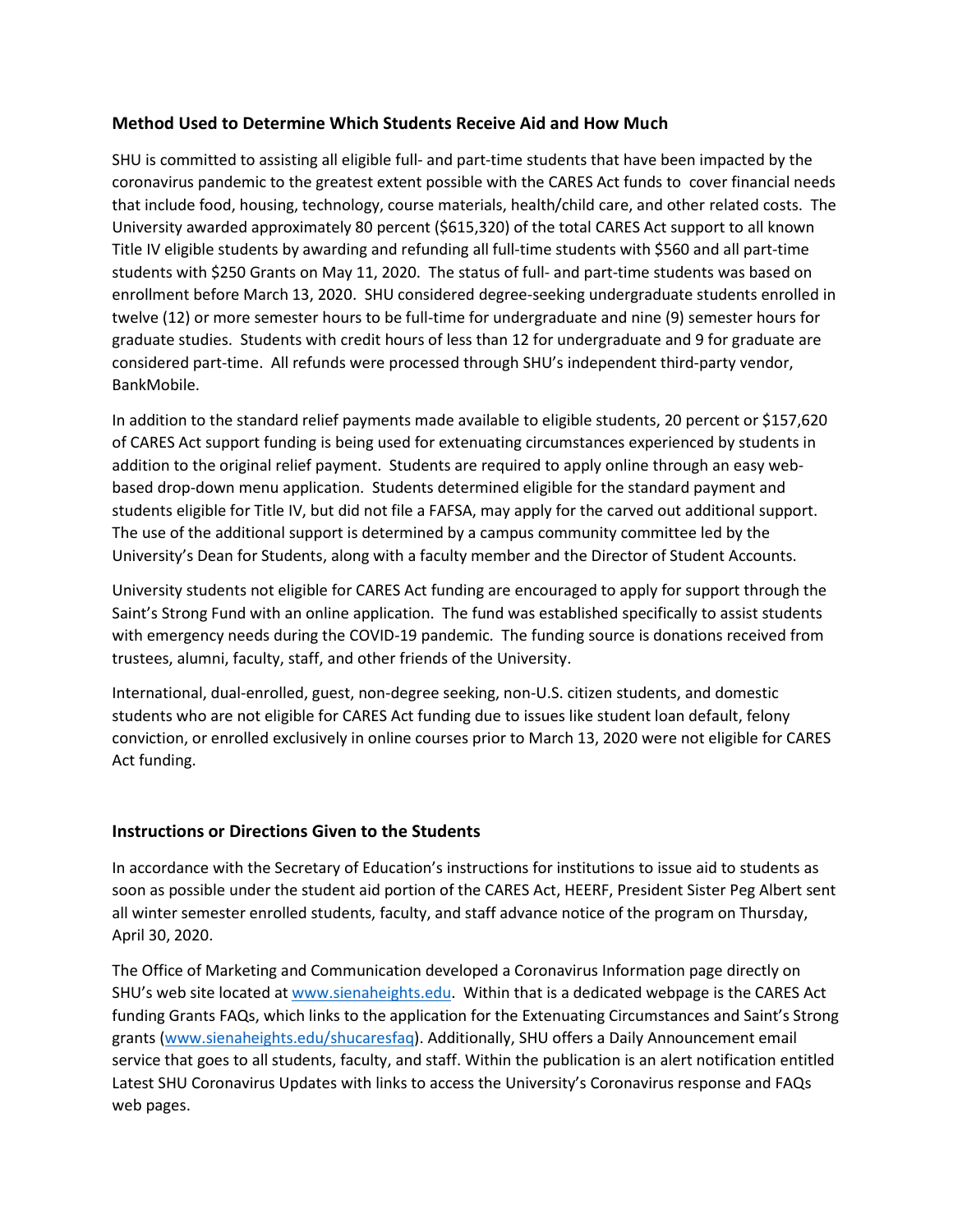## Method Used to Determine Which Students Receive Aid and How Much

SHU is committed to assisting all eligible full- and part-time students that have been impacted by the coronavirus pandemic to the greatest extent possible with the CARES Act funds to cover financial needs that include food, housing, technology, course materials, health/child care, and other related costs. The University awarded approximately 80 percent ($615,320) of the total CARES Act support to all known Title IV eligible students by awarding and refunding all full-time students with $560 and all part-time students with $250 Grants on May 11, 2020. The status of full- and part-time students was based on enrollment before March 13, 2020. SHU considered degree-seeking undergraduate students enrolled in twelve (12) or more semester hours to be full-time for undergraduate and nine (9) semester hours for graduate studies. Students with credit hours of less than 12 for undergraduate and 9 for graduate are considered part-time. All refunds were processed through SHU's independent third-party vendor, BankMobile.

In addition to the standard relief payments made available to eligible students, 20 percent or $157,620 of CARES Act support funding is being used for extenuating circumstances experienced by students in addition to the original relief payment. Students are required to apply online through an easy web-based drop-down menu application. Students determined eligible for the standard payment and students eligible for Title IV, but did not file a FAFSA, may apply for the carved out additional support. The use of the additional support is determined by a campus community committee led by the University's Dean for Students, along with a faculty member and the Director of Student Accounts.

University students not eligible for CARES Act funding are encouraged to apply for support through the Saint's Strong Fund with an online application. The fund was established specifically to assist students with emergency needs during the COVID-19 pandemic. The funding source is donations received from trustees, alumni, faculty, staff, and other friends of the University.

International, dual-enrolled, guest, non-degree seeking, non-U.S. citizen students, and domestic students who are not eligible for CARES Act funding due to issues like student loan default, felony conviction, or enrolled exclusively in online courses prior to March 13, 2020 were not eligible for CARES Act funding.

## Instructions or Directions Given to the Students

In accordance with the Secretary of Education's instructions for institutions to issue aid to students as soon as possible under the student aid portion of the CARES Act, HEERF, President Sister Peg Albert sent all winter semester enrolled students, faculty, and staff advance notice of the program on Thursday, April 30, 2020.

The Office of Marketing and Communication developed a Coronavirus Information page directly on SHU's web site located at [www.sienaheights.edu](http://www.sienaheights.edu). Within that is a dedicated webpage is the CARES Act funding Grants FAQs, which links to the application for the Extenuating Circumstances and Saint's Strong grants ([www.sienaheights.edu/shucaresfaq](http://www.sienaheights.edu/shucaresfaq)). Additionally, SHU offers a Daily Announcement email service that goes to all students, faculty, and staff. Within the publication is an alert notification entitled Latest SHU Coronavirus Updates with links to access the University's Coronavirus response and FAQs web pages.